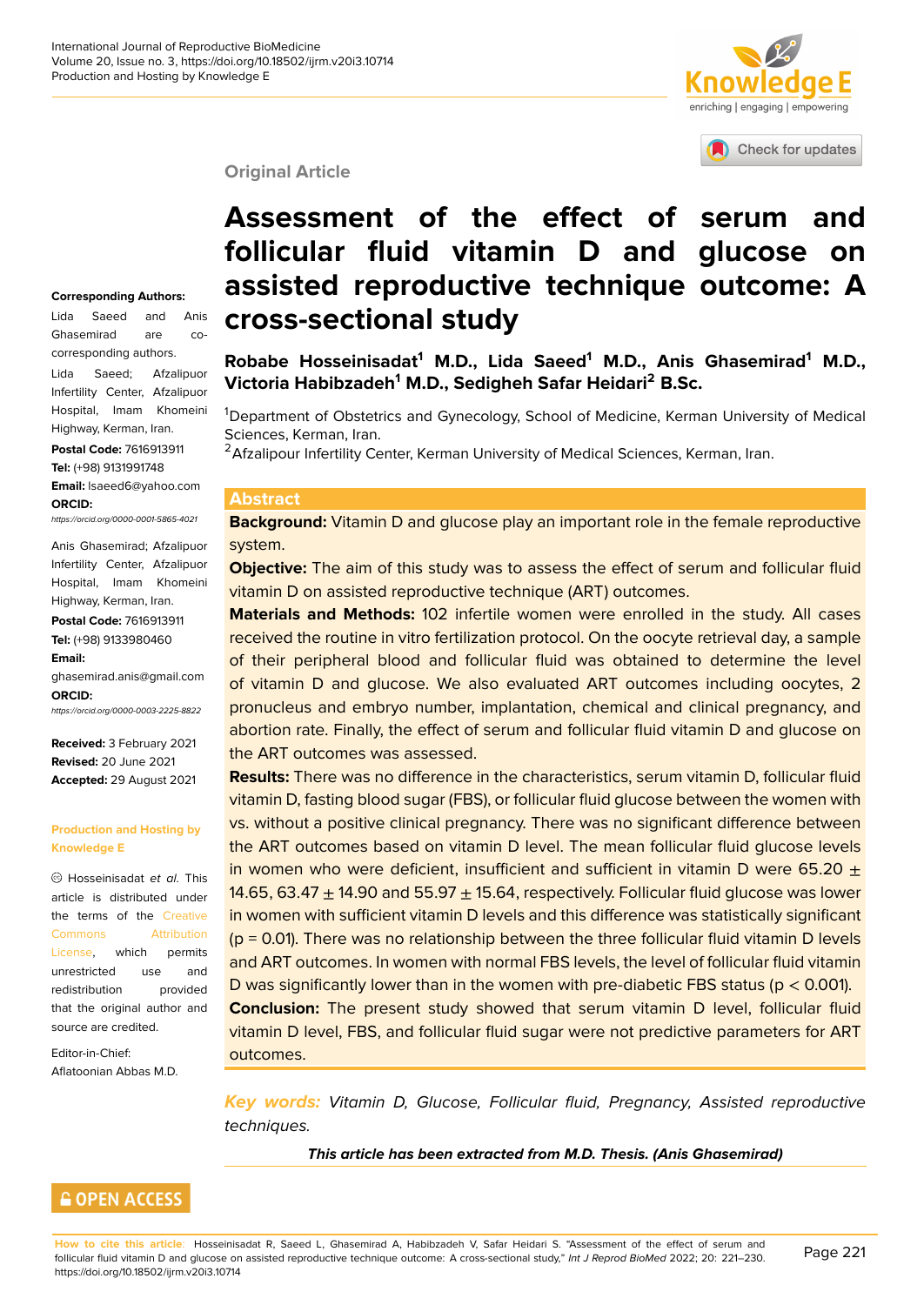Original Article

# Assessment of the effect of serum and follicular fluid vitamin D and glucose on assisted reproductive technique outcome: A cross-sectional study

**Robabe Hosseinisadat[1] M.D., Lida Saeed[1] M.D., Anis Ghasemirad[1] M.D., Victoria Habibzadeh[1] M.D., Sedigheh Safar Heidari[2] B.Sc.**

[1]Department of Obstetrics and Gynecology, School of Medicine, Kerman University of Medical Sciences, Kerman, Iran.
[2]Afzalipour Infertility Center, Kerman University of Medical Sciences, Kerman, Iran.

**Corresponding Authors:**

Lida Saeed and Anis Ghasemirad are co-corresponding authors.

Lida Saeed; Afzalipour Infertility Center, Afzalipour Hospital, Imam Khomeini Highway, Kerman, Iran.

**Postal Code:** 7616913911

**Tel:** (+98) 9131991748

**Email:** lsaeed6@yahoo.com

**ORCID:**

*https://orcid.org/0000-0001-5865-4021*

Anis Ghasemirad; Afzalipour Infertility Center, Afzalipour Hospital, Imam Khomeini Highway, Kerman, Iran.

**Postal Code:** 7616913911

**Tel:** (+98) 9133980460

**Email:** ghasemirad.anis@gmail.com

**ORCID:**

*https://orcid.org/0000-0003-2225-8822*

**Received:** 3 February 2021
**Revised:** 20 June 2021
**Accepted:** 29 August 2021

**Production and Hosting by Knowledge E**

© Hosseinisadat *et al.* This article is distributed under the terms of the Creative Commons Attribution License, which permits unrestricted use and redistribution provided that the original author and source are credited.

Editor-in-Chief:
Aflatoonian Abbas M.D.

## Abstract

**Background:** Vitamin D and glucose play an important role in the female reproductive system.

**Objective:** The aim of this study was to assess the effect of serum and follicular fluid vitamin D on assisted reproductive technique (ART) outcomes.

**Materials and Methods:** 102 infertile women were enrolled in the study. All cases received the routine in vitro fertilization protocol. On the oocyte retrieval day, a sample of their peripheral blood and follicular fluid was obtained to determine the level of vitamin D and glucose. We also evaluated ART outcomes including oocytes, 2 pronucleus and embryo number, implantation, chemical and clinical pregnancy, and abortion rate. Finally, the effect of serum and follicular fluid vitamin D and glucose on the ART outcomes was assessed.

**Results:** There was no difference in the characteristics, serum vitamin D, follicular fluid vitamin D, fasting blood sugar (FBS), or follicular fluid glucose between the women with vs. without a positive clinical pregnancy. There was no significant difference between the ART outcomes based on vitamin D level. The mean follicular fluid glucose levels in women who were deficient, insufficient and sufficient in vitamin D were 65.20 $\pm$ 14.65, 63.47 $\pm$ 14.90 and 55.97 $\pm$ 15.64, respectively. Follicular fluid glucose was lower in women with sufficient vitamin D levels and this difference was statistically significant ($p = 0.01$). There was no relationship between the three follicular fluid vitamin D levels and ART outcomes. In women with normal FBS levels, the level of follicular fluid vitamin D was significantly lower than in the women with pre-diabetic FBS status ($p < 0.001$).

**Conclusion:** The present study showed that serum vitamin D level, follicular fluid vitamin D level, FBS, and follicular fluid sugar were not predictive parameters for ART outcomes.

*Key words: Vitamin D, Glucose, Follicular fluid, Pregnancy, Assisted reproductive techniques.*

***This article has been extracted from M.D. Thesis. (Anis Ghasemirad)***

OPEN ACCESS

How to cite this article: Hosseinisadat R, Saeed L, Ghasemirad A, Habibzadeh V, Safar Heidari S. "Assessment of the effect of serum and follicular fluid vitamin D and glucose on assisted reproductive technique outcome: A cross-sectional study," *Int J Reprod BioMed* 2022; 20: 221–230. https://doi.org/10.18502/ijrm.v20i3.10714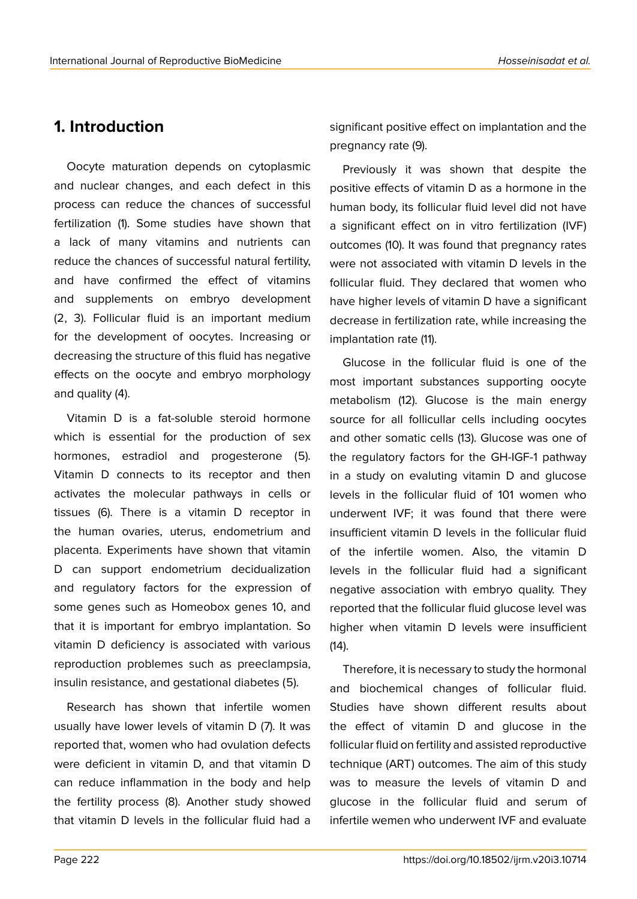## 1. Introduction

Oocyte maturation depends on cytoplasmic and nuclear changes, and each defect in this process can reduce the chances of successful fertilization (1). Some studies have shown that a lack of many vitamins and nutrients can reduce the chances of successful natural fertility, and have confirmed the effect of vitamins and supplements on embryo development (2, 3). Follicular fluid is an important medium for the development of oocytes. Increasing or decreasing the structure of this fluid has negative effects on the oocyte and embryo morphology and quality (4).

Vitamin D is a fat-soluble steroid hormone which is essential for the production of sex hormones, estradiol and progesterone (5). Vitamin D connects to its receptor and then activates the molecular pathways in cells or tissues (6). There is a vitamin D receptor in the human ovaries, uterus, endometrium and placenta. Experiments have shown that vitamin D can support endometrium decidualization and regulatory factors for the expression of some genes such as Homeobox genes 10, and that it is important for embryo implantation. So vitamin D deficiency is associated with various reproduction problemes such as preeclampsia, insulin resistance, and gestational diabetes (5).

Research has shown that infertile women usually have lower levels of vitamin D (7). It was reported that, women who had ovulation defects were deficient in vitamin D, and that vitamin D can reduce inflammation in the body and help the fertility process (8). Another study showed that vitamin D levels in the follicular fluid had a significant positive effect on implantation and the pregnancy rate (9).

Previously it was shown that despite the positive effects of vitamin D as a hormone in the human body, its follicular fluid level did not have a significant effect on in vitro fertilization (IVF) outcomes (10). It was found that pregnancy rates were not associated with vitamin D levels in the follicular fluid. They declared that women who have higher levels of vitamin D have a significant decrease in fertilization rate, while increasing the implantation rate (11).

Glucose in the follicular fluid is one of the most important substances supporting oocyte metabolism (12). Glucose is the main energy source for all follicular cells including oocytes and other somatic cells (13). Glucose was one of the regulatory factors for the GH-IGF-1 pathway in a study on evaluting vitamin D and glucose levels in the follicular fluid of 101 women who underwent IVF; it was found that there were insufficient vitamin D levels in the follicular fluid of the infertile women. Also, the vitamin D levels in the follicular fluid had a significant negative association with embryo quality. They reported that the follicular fluid glucose level was higher when vitamin D levels were insufficient (14).

Therefore, it is necessary to study the hormonal and biochemical changes of follicular fluid. Studies have shown different results about the effect of vitamin D and glucose in the follicular fluid on fertility and assisted reproductive technique (ART) outcomes. The aim of this study was to measure the levels of vitamin D and glucose in the follicular fluid and serum of infertile wemen who underwent IVF and evaluate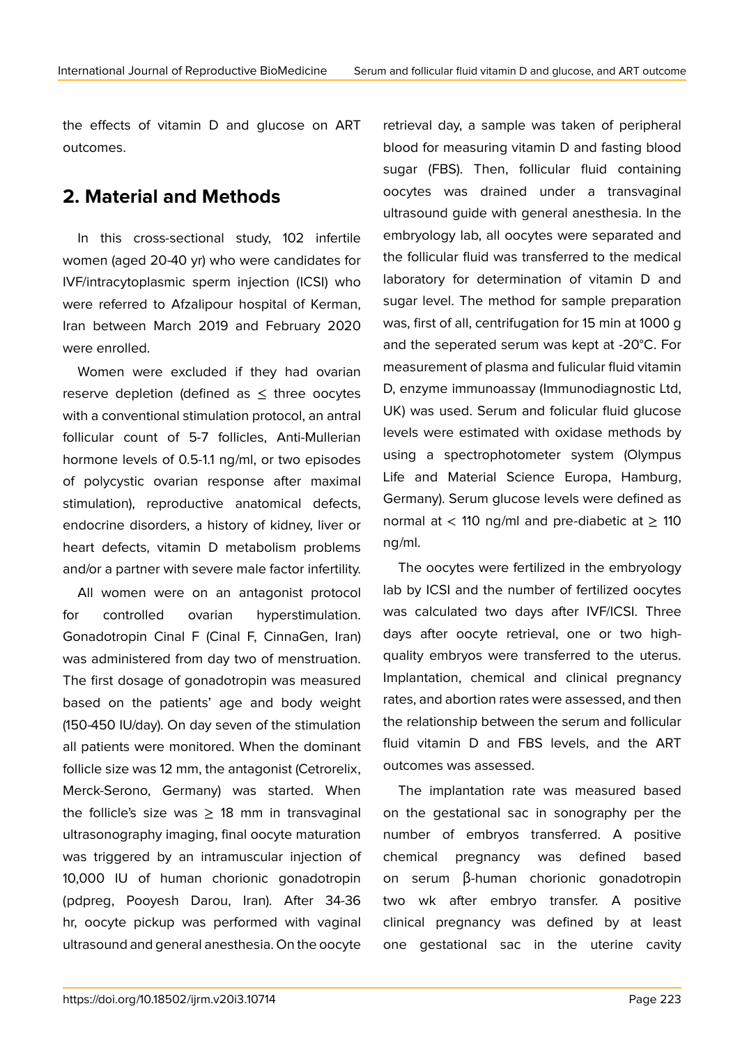the effects of vitamin D and glucose on ART outcomes.

## 2. Material and Methods

In this cross-sectional study, 102 infertile women (aged 20-40 yr) who were candidates for IVF/intracytoplasmic sperm injection (ICSI) who were referred to Afzalipour hospital of Kerman, Iran between March 2019 and February 2020 were enrolled.

Women were excluded if they had ovarian reserve depletion (defined as ≤ three oocytes with a conventional stimulation protocol, an antral follicular count of 5-7 follicles, Anti-Mullerian hormone levels of 0.5-1.1 ng/ml, or two episodes of polycystic ovarian response after maximal stimulation), reproductive anatomical defects, endocrine disorders, a history of kidney, liver or heart defects, vitamin D metabolism problems and/or a partner with severe male factor infertility.

All women were on an antagonist protocol for controlled ovarian hyperstimulation. Gonadotropin Cinal F (Cinal F, CinnaGen, Iran) was administered from day two of menstruation. The first dosage of gonadotropin was measured based on the patients' age and body weight (150-450 IU/day). On day seven of the stimulation all patients were monitored. When the dominant follicle size was 12 mm, the antagonist (Cetrorelix, Merck-Serono, Germany) was started. When the follicle's size was ≥ 18 mm in transvaginal ultrasonography imaging, final oocyte maturation was triggered by an intramuscular injection of 10,000 IU of human chorionic gonadotropin (pdpreg, Pooyesh Darou, Iran). After 34-36 hr, oocyte pickup was performed with vaginal ultrasound and general anesthesia. On the oocyte retrieval day, a sample was taken of peripheral blood for measuring vitamin D and fasting blood sugar (FBS). Then, follicular fluid containing oocytes was drained under a transvaginal ultrasound guide with general anesthesia. In the embryology lab, all oocytes were separated and the follicular fluid was transferred to the medical laboratory for determination of vitamin D and sugar level. The method for sample preparation was, first of all, centrifugation for 15 min at 1000 g and the seperated serum was kept at -20°C. For measurement of plasma and fulicular fluid vitamin D, enzyme immunoassay (Immunodiagnostic Ltd, UK) was used. Serum and foliculer fluid glucose levels were estimated with oxidase methods by using a spectrophotometer system (Olympus Life and Material Science Europa, Hamburg, Germany). Serum glucose levels were defined as normal at < 110 ng/ml and pre-diabetic at ≥ 110 ng/ml.

The oocytes were fertilized in the embryology lab by ICSI and the number of fertilized oocytes was calculated two days after IVF/ICSI. Three days after oocyte retrieval, one or two high-quality embryos were transferred to the uterus. Implantation, chemical and clinical pregnancy rates, and abortion rates were assessed, and then the relationship between the serum and follicular fluid vitamin D and FBS levels, and the ART outcomes was assessed.

The implantation rate was measured based on the gestational sac in sonography per the number of embryos transferred. A positive chemical pregnancy was defined based on serum β-human chorionic gonadotropin two wk after embryo transfer. A positive clinical pregnancy was defined by at least one gestational sac in the uterine cavity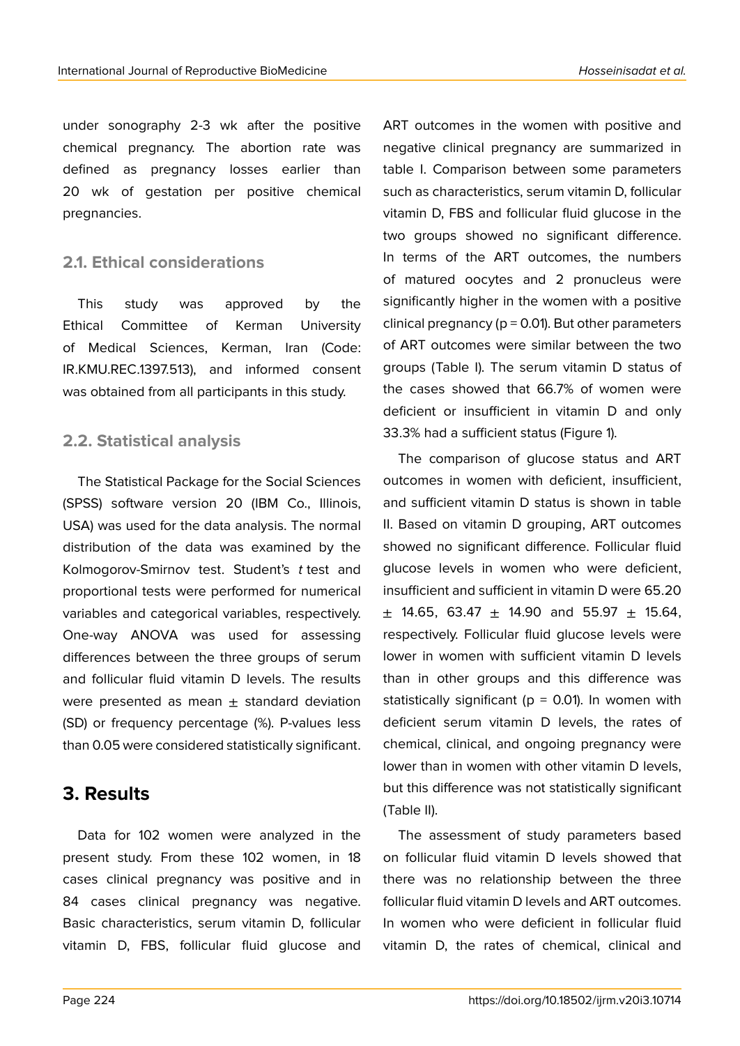under sonography 2-3 wk after the positive chemical pregnancy. The abortion rate was defined as pregnancy losses earlier than 20 wk of gestation per positive chemical pregnancies.

### 2.1. Ethical considerations

This study was approved by the Ethical Committee of Kerman University of Medical Sciences, Kerman, Iran (Code: IR.KMU.REC.1397.513), and informed consent was obtained from all participants in this study.

### 2.2. Statistical analysis

The Statistical Package for the Social Sciences (SPSS) software version 20 (IBM Co., Illinois, USA) was used for the data analysis. The normal distribution of the data was examined by the Kolmogorov-Smirnov test. Student's *t* test and proportional tests were performed for numerical variables and categorical variables, respectively. One-way ANOVA was used for assessing differences between the three groups of serum and follicular fluid vitamin D levels. The results were presented as mean ± standard deviation (SD) or frequency percentage (%). P-values less than 0.05 were considered statistically significant.

## 3. Results

Data for 102 women were analyzed in the present study. From these 102 women, in 18 cases clinical pregnancy was positive and in 84 cases clinical pregnancy was negative. Basic characteristics, serum vitamin D, follicular vitamin D, FBS, follicular fluid glucose and ART outcomes in the women with positive and negative clinical pregnancy are summarized in table I. Comparison between some parameters such as characteristics, serum vitamin D, follicular vitamin D, FBS and follicular fluid glucose in the two groups showed no significant difference. In terms of the ART outcomes, the numbers of matured oocytes and 2 pronucleus were significantly higher in the women with a positive clinical pregnancy ($p = 0.01$). But other parameters of ART outcomes were similar between the two groups (Table I). The serum vitamin D status of the cases showed that 66.7% of women were deficient or insufficient in vitamin D and only 33.3% had a sufficient status (Figure 1).

The comparison of glucose status and ART outcomes in women with deficient, insufficient, and sufficient vitamin D status is shown in table II. Based on vitamin D grouping, ART outcomes showed no significant difference. Follicular fluid glucose levels in women who were deficient, insufficient and sufficient in vitamin D were 65.20 ± 14.65, 63.47 ± 14.90 and 55.97 ± 15.64, respectively. Follicular fluid glucose levels were lower in women with sufficient vitamin D levels than in other groups and this difference was statistically significant ($p = 0.01$). In women with deficient serum vitamin D levels, the rates of chemical, clinical, and ongoing pregnancy were lower than in women with other vitamin D levels, but this difference was not statistically significant (Table II).

The assessment of study parameters based on follicular fluid vitamin D levels showed that there was no relationship between the three follicular fluid vitamin D levels and ART outcomes. In women who were deficient in follicular fluid vitamin D, the rates of chemical, clinical and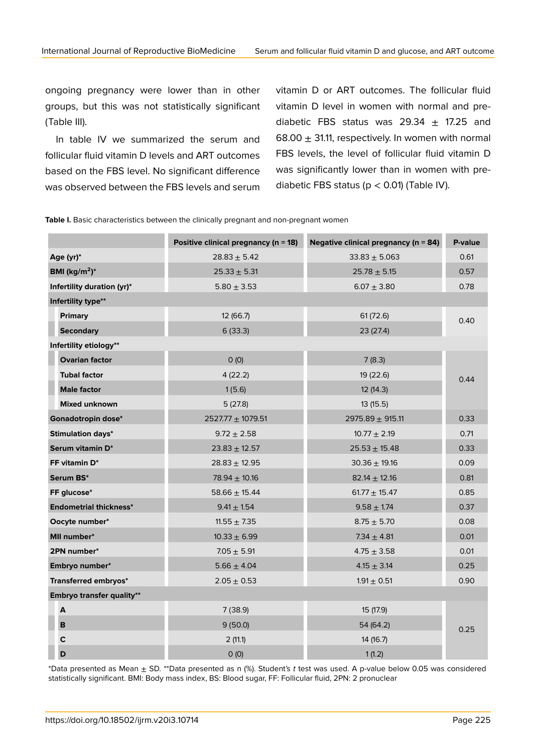ongoing pregnancy were lower than in other groups, but this was not statistically significant (Table III).

In table IV we summarized the serum and follicular fluid vitamin D levels and ART outcomes based on the FBS level. No significant difference was observed between the FBS levels and serum vitamin D or ART outcomes. The follicular fluid vitamin D level in women with normal and pre-diabetic FBS status was 29.34 ± 17.25 and 68.00 ± 31.11, respectively. In women with normal FBS levels, the level of follicular fluid vitamin D was significantly lower than in women with pre-diabetic FBS status ($p < 0.01$) (Table IV).

**Table I.** Basic characteristics between the clinically pregnant and non-pregnant women

| | Positive clinical pregnancy (n = 18) | Negative clinical pregnancy (n = 84) | P-value |
|---|---|---|---|
| **Age (yr)*** | 28.83 ± 5.42 | 33.83 ± 5.063 | 0.61 |
| **BMI (kg/m$^2$)*** | 25.33 ± 5.31 | 25.78 ± 5.15 | 0.57 |
| **Infertility duration (yr)*** | 5.80 ± 3.53 | 6.07 ± 3.80 | 0.78 |
| **Infertility type**** | | | |
| **Primary** | 12 (66.7) | 61 (72.6) | 0.40 |
| **Secondary** | 6 (33.3) | 23 (27.4) | |
| **Infertility etiology**** | | | |
| **Ovarian factor** | 0 (0) | 7 (8.3) | 0.44 |
| **Tubal factor** | 4 (22.2) | 19 (22.6) | |
| **Male factor** | 1 (5.6) | 12 (14.3) | |
| **Mixed unknown** | 5 (27.8) | 13 (15.5) | |
| **Gonadotropin dose*** | 2527.77 ± 1079.51 | 2975.89 ± 915.11 | 0.33 |
| **Stimulation days*** | 9.72 ± 2.58 | 10.77 ± 2.19 | 0.71 |
| **Serum vitamin D*** | 23.83 ± 12.57 | 25.53 ± 15.48 | 0.33 |
| **FF vitamin D*** | 28.83 ± 12.95 | 30.36 ± 19.16 | 0.09 |
| **Serum BS*** | 78.94 ± 10.16 | 82.14 ± 12.16 | 0.81 |
| **FF glucose*** | 58.66 ± 15.44 | 61.77 ± 15.47 | 0.85 |
| **Endometrial thickness*** | 9.41 ± 1.54 | 9.58 ± 1.74 | 0.37 |
| **Oocyte number*** | 11.55 ± 7.35 | 8.75 ± 5.70 | 0.08 |
| **MII number*** | 10.33 ± 6.99 | 7.34 ± 4.81 | 0.01 |
| **2PN number*** | 7.05 ± 5.91 | 4.75 ± 3.58 | 0.01 |
| **Embryo number*** | 5.66 ± 4.04 | 4.15 ± 3.14 | 0.25 |
| **Transferred embryos*** | 2.05 ± 0.53 | 1.91 ± 0.51 | 0.90 |
| **Embryo transfer quality**** | | | |
| **A** | 7 (38.9) | 15 (17.9) | 0.25 |
| **B** | 9 (50.0) | 54 (64.2) | |
| **C** | 2 (11.1) | 14 (16.7) | |
| **D** | 0 (0) | 1 (1.2) | |

*Data presented as Mean ± SD. **Data presented as n (%). Student's *t* test was used. A p-value below 0.05 was considered statistically significant. BMI: Body mass index, BS: Blood sugar, FF: Follicular fluid, 2PN: 2 pronuclear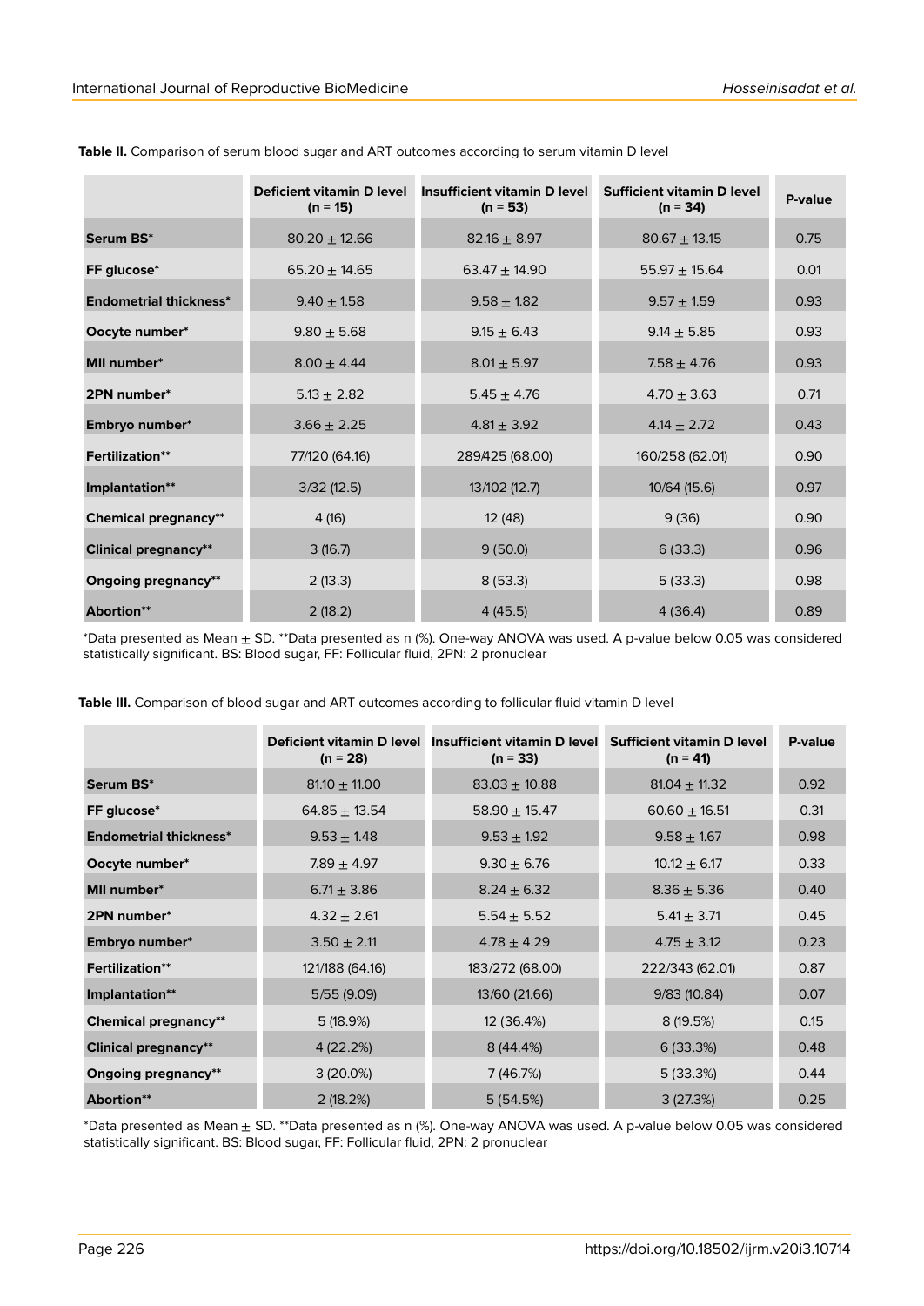**Table II.** Comparison of serum blood sugar and ART outcomes according to serum vitamin D level

| | Deficient vitamin D level (n = 15) | Insufficient vitamin D level (n = 53) | Sufficient vitamin D level (n = 34) | P-value |
|---|---|---|---|---|
| **Serum BS*** | 80.20 ± 12.66 | 82.16 ± 8.97 | 80.67 ± 13.15 | 0.75 |
| **FF glucose*** | 65.20 ± 14.65 | 63.47 ± 14.90 | 55.97 ± 15.64 | 0.01 |
| **Endometrial thickness*** | 9.40 ± 1.58 | 9.58 ± 1.82 | 9.57 ± 1.59 | 0.93 |
| **Oocyte number*** | 9.80 ± 5.68 | 9.15 ± 6.43 | 9.14 ± 5.85 | 0.93 |
| **MII number*** | 8.00 ± 4.44 | 8.01 ± 5.97 | 7.58 ± 4.76 | 0.93 |
| **2PN number*** | 5.13 ± 2.82 | 5.45 ± 4.76 | 4.70 ± 3.63 | 0.71 |
| **Embryo number*** | 3.66 ± 2.25 | 4.81 ± 3.92 | 4.14 ± 2.72 | 0.43 |
| **Fertilization**** | 77/120 (64.16) | 289/425 (68.00) | 160/258 (62.01) | 0.90 |
| **Implantation**** | 3/32 (12.5) | 13/102 (12.7) | 10/64 (15.6) | 0.97 |
| **Chemical pregnancy**** | 4 (16) | 12 (48) | 9 (36) | 0.90 |
| **Clinical pregnancy**** | 3 (16.7) | 9 (50.0) | 6 (33.3) | 0.96 |
| **Ongoing pregnancy**** | 2 (13.3) | 8 (53.3) | 5 (33.3) | 0.98 |
| **Abortion**** | 2 (18.2) | 4 (45.5) | 4 (36.4) | 0.89 |

*Data presented as Mean ± SD. **Data presented as n (%). One-way ANOVA was used. A p-value below 0.05 was considered statistically significant. BS: Blood sugar, FF: Follicular fluid, 2PN: 2 pronuclear

**Table III.** Comparison of blood sugar and ART outcomes according to follicular fluid vitamin D level

| | Deficient vitamin D level (n = 28) | Insufficient vitamin D level (n = 33) | Sufficient vitamin D level (n = 41) | P-value |
|---|---|---|---|---|
| **Serum BS*** | 81.10 ± 11.00 | 83.03 ± 10.88 | 81.04 ± 11.32 | 0.92 |
| **FF glucose*** | 64.85 ± 13.54 | 58.90 ± 15.47 | 60.60 ± 16.51 | 0.31 |
| **Endometrial thickness*** | 9.53 ± 1.48 | 9.53 ± 1.92 | 9.58 ± 1.67 | 0.98 |
| **Oocyte number*** | 7.89 ± 4.97 | 9.30 ± 6.76 | 10.12 ± 6.17 | 0.33 |
| **MII number*** | 6.71 ± 3.86 | 8.24 ± 6.32 | 8.36 ± 5.36 | 0.40 |
| **2PN number*** | 4.32 ± 2.61 | 5.54 ± 5.52 | 5.41 ± 3.71 | 0.45 |
| **Embryo number*** | 3.50 ± 2.11 | 4.78 ± 4.29 | 4.75 ± 3.12 | 0.23 |
| **Fertilization**** | 121/188 (64.16) | 183/272 (68.00) | 222/343 (62.01) | 0.87 |
| **Implantation**** | 5/55 (9.09) | 13/60 (21.66) | 9/83 (10.84) | 0.07 |
| **Chemical pregnancy**** | 5 (18.9%) | 12 (36.4%) | 8 (19.5%) | 0.15 |
| **Clinical pregnancy**** | 4 (22.2%) | 8 (44.4%) | 6 (33.3%) | 0.48 |
| **Ongoing pregnancy**** | 3 (20.0%) | 7 (46.7%) | 5 (33.3%) | 0.44 |
| **Abortion**** | 2 (18.2%) | 5 (54.5%) | 3 (27.3%) | 0.25 |

*Data presented as Mean ± SD. **Data presented as n (%). One-way ANOVA was used. A p-value below 0.05 was considered statistically significant. BS: Blood sugar, FF: Follicular fluid, 2PN: 2 pronuclear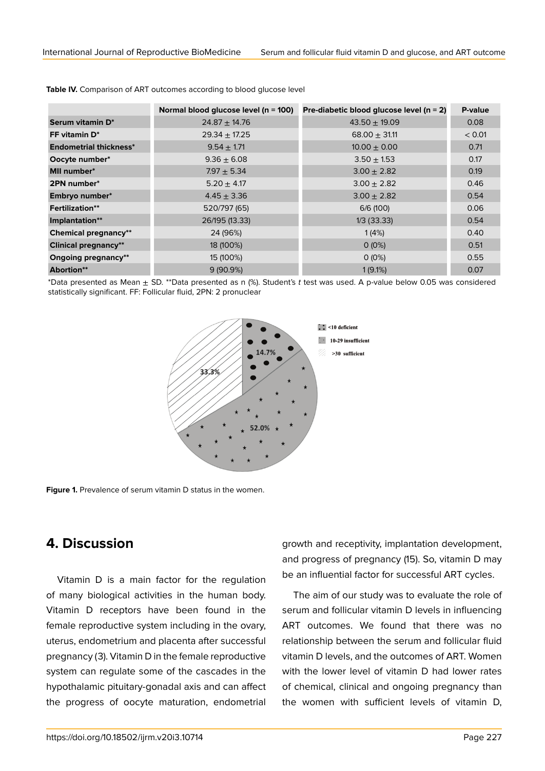**Table IV.** Comparison of ART outcomes according to blood glucose level

| | Normal blood glucose level (n = 100) | Pre-diabetic blood glucose level (n = 2) | P-value |
|---|---|---|---|
| **Serum vitamin D*** | 24.87 ± 14.76 | 43.50 ± 19.09 | 0.08 |
| **FF vitamin D*** | 29.34 ± 17.25 | 68.00 ± 31.11 | < 0.01 |
| **Endometrial thickness*** | 9.54 ± 1.71 | 10.00 ± 0.00 | 0.71 |
| **Oocyte number*** | 9.36 ± 6.08 | 3.50 ± 1.53 | 0.17 |
| **MII number*** | 7.97 ± 5.34 | 3.00 ± 2.82 | 0.19 |
| **2PN number*** | 5.20 ± 4.17 | 3.00 ± 2.82 | 0.46 |
| **Embryo number*** | 4.45 ± 3.36 | 3.00 ± 2.82 | 0.54 |
| **Fertilization**** | 520/797 (65) | 6/6 (100) | 0.06 |
| **Implantation**** | 26/195 (13.33) | 1/3 (33.33) | 0.54 |
| **Chemical pregnancy**** | 24 (96%) | 1 (4%) | 0.40 |
| **Clinical pregnancy**** | 18 (100%) | 0 (0%) | 0.51 |
| **Ongoing pregnancy**** | 15 (100%) | 0 (0%) | 0.55 |
| **Abortion**** | 9 (90.9%) | 1 (9.1%) | 0.07 |

*Data presented as Mean ± SD. **Data presented as n (%). Student's *t* test was used. A p-value below 0.05 was considered statistically significant. FF: Follicular fluid, 2PN: 2 pronuclear

<10 deficient
10-29 insufficient
>30 sufficient

14.7%
52.0%
33.3%

**Figure 1.** Prevalence of serum vitamin D status in the women.

## 4. Discussion

Vitamin D is a main factor for the regulation of many biological activities in the human body. Vitamin D receptors have been found in the female reproductive system including in the ovary, uterus, endometrium and placenta after successful pregnancy (3). Vitamin D in the female reproductive system can regulate some of the cascades in the hypothalamic pituitary-gonadal axis and can affect the progress of oocyte maturation, endometrial growth and receptivity, implantation development, and progress of pregnancy (15). So, vitamin D may be an influential factor for successful ART cycles.

The aim of our study was to evaluate the role of serum and follicular vitamin D levels in influencing ART outcomes. We found that there was no relationship between the serum and follicular fluid vitamin D levels, and the outcomes of ART. Women with the lower level of vitamin D had lower rates of chemical, clinical and ongoing pregnancy than the women with sufficient levels of vitamin D,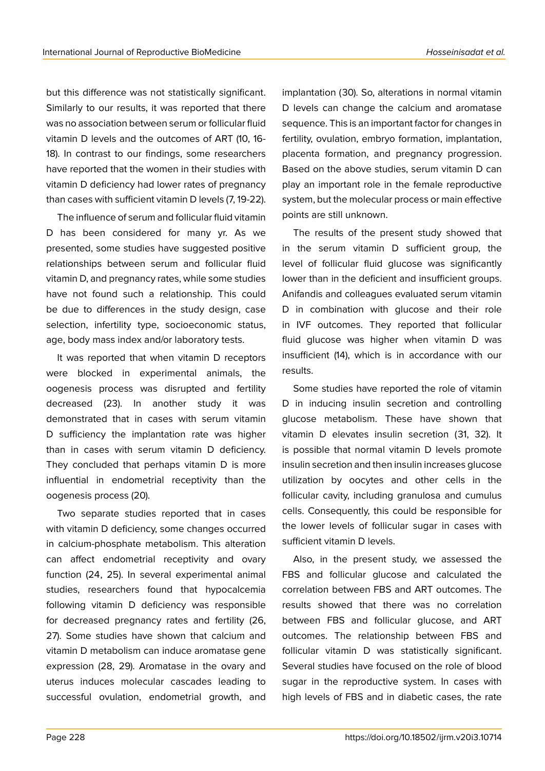but this difference was not statistically significant. Similarly to our results, it was reported that there was no association between serum or follicular fluid vitamin D levels and the outcomes of ART (10, 16-18). In contrast to our findings, some researchers have reported that the women in their studies with vitamin D deficiency had lower rates of pregnancy than cases with sufficient vitamin D levels (7, 19-22).

The influence of serum and follicular fluid vitamin D has been considered for many yr. As we presented, some studies have suggested positive relationships between serum and follicular fluid vitamin D, and pregnancy rates, while some studies have not found such a relationship. This could be due to differences in the study design, case selection, infertility type, socioeconomic status, age, body mass index and/or laboratory tests.

It was reported that when vitamin D receptors were blocked in experimental animals, the oogenesis process was disrupted and fertility decreased (23). In another study it was demonstrated that in cases with serum vitamin D sufficiency the implantation rate was higher than in cases with serum vitamin D deficiency. They concluded that perhaps vitamin D is more influential in endometrial receptivity than the oogenesis process (20).

Two separate studies reported that in cases with vitamin D deficiency, some changes occurred in calcium-phosphate metabolism. This alteration can affect endometrial receptivity and ovary function (24, 25). In several experimental animal studies, researchers found that hypocalcemia following vitamin D deficiency was responsible for decreased pregnancy rates and fertility (26, 27). Some studies have shown that calcium and vitamin D metabolism can induce aromatase gene expression (28, 29). Aromatase in the ovary and uterus induces molecular cascades leading to successful ovulation, endometrial growth, and implantation (30). So, alterations in normal vitamin D levels can change the calcium and aromatase sequence. This is an important factor for changes in fertility, ovulation, embryo formation, implantation, placenta formation, and pregnancy progression. Based on the above studies, serum vitamin D can play an important role in the female reproductive system, but the molecular process or main effective points are still unknown.

The results of the present study showed that in the serum vitamin D sufficient group, the level of follicular fluid glucose was significantly lower than in the deficient and insufficient groups. Anifandis and colleagues evaluated serum vitamin D in combination with glucose and their role in IVF outcomes. They reported that follicular fluid glucose was higher when vitamin D was insufficient (14), which is in accordance with our results.

Some studies have reported the role of vitamin D in inducing insulin secretion and controlling glucose metabolism. These have shown that vitamin D elevates insulin secretion (31, 32). It is possible that normal vitamin D levels promote insulin secretion and then insulin increases glucose utilization by oocytes and other cells in the follicular cavity, including granulosa and cumulus cells. Consequently, this could be responsible for the lower levels of follicular sugar in cases with sufficient vitamin D levels.

Also, in the present study, we assessed the FBS and follicular glucose and calculated the correlation between FBS and ART outcomes. The results showed that there was no correlation between FBS and follicular glucose, and ART outcomes. The relationship between FBS and follicular vitamin D was statistically significant. Several studies have focused on the role of blood sugar in the reproductive system. In cases with high levels of FBS and in diabetic cases, the rate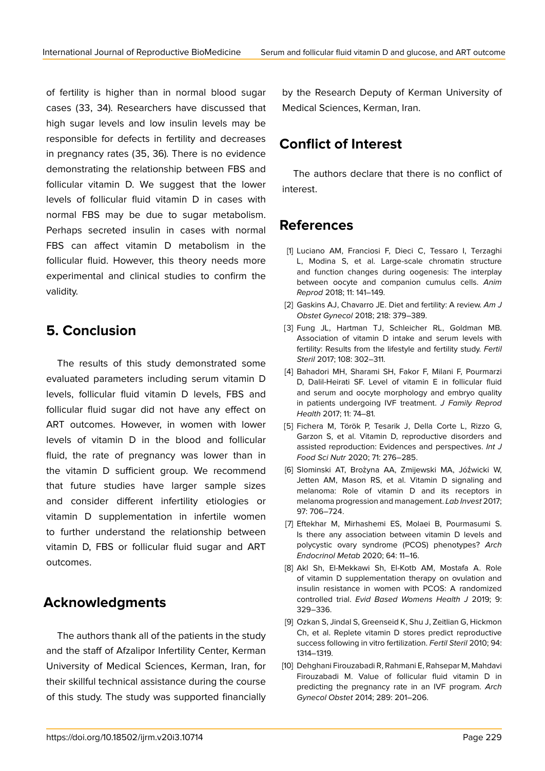of fertility is higher than in normal blood sugar cases (33, 34). Researchers have discussed that high sugar levels and low insulin levels may be responsible for defects in fertility and decreases in pregnancy rates (35, 36). There is no evidence demonstrating the relationship between FBS and follicular vitamin D. We suggest that the lower levels of follicular fluid vitamin D in cases with normal FBS may be due to sugar metabolism. Perhaps secreted insulin in cases with normal FBS can affect vitamin D metabolism in the follicular fluid. However, this theory needs more experimental and clinical studies to confirm the validity.

## 5. Conclusion

The results of this study demonstrated some evaluated parameters including serum vitamin D levels, follicular fluid vitamin D levels, FBS and follicular fluid sugar did not have any effect on ART outcomes. However, in women with lower levels of vitamin D in the blood and follicular fluid, the rate of pregnancy was lower than in the vitamin D sufficient group. We recommend that future studies have larger sample sizes and consider different infertility etiologies or vitamin D supplementation in infertile women to further understand the relationship between vitamin D, FBS or follicular fluid sugar and ART outcomes.

## Acknowledgments

The authors thank all of the patients in the study and the staff of Afzalipor Infertility Center, Kerman University of Medical Sciences, Kerman, Iran, for their skillful technical assistance during the course of this study. The study was supported financially by the Research Deputy of Kerman University of Medical Sciences, Kerman, Iran.

## Conflict of Interest

The authors declare that there is no conflict of interest.

## References

[1] Luciano AM, Franciosi F, Dieci C, Tessaro I, Terzaghi L, Modina S, et al. Large-scale chromatin structure and function changes during oogenesis: The interplay between oocyte and companion cumulus cells. *Anim Reprod* 2018; 11: 141–149.

[2] Gaskins AJ, Chavarro JE. Diet and fertility: A review. *Am J Obstet Gynecol* 2018; 218: 379–389.

[3] Fung JL, Hartman TJ, Schleicher RL, Goldman MB. Association of vitamin D intake and serum levels with fertility: Results from the lifestyle and fertility study. *Fertil Steril* 2017; 108: 302–311.

[4] Bahadori MH, Sharami SH, Fakor F, Milani F, Pourmarzi D, Dalil-Heirati SF. Level of vitamin E in follicular fluid and serum and oocyte morphology and embryo quality in patients undergoing IVF treatment. *J Family Reprod Health* 2017; 11: 74–81.

[5] Fichera M, Török P, Tesarik J, Della Corte L, Rizzo G, Garzon S, et al. Vitamin D, reproductive disorders and assisted reproduction: Evidences and perspectives. *Int J Food Sci Nutr* 2020; 71: 276–285.

[6] Slominski AT, Brożyna AA, Zmijewski MA, Jóźwicki W, Jetten AM, Mason RS, et al. Vitamin D signaling and melanoma: Role of vitamin D and its receptors in melanoma progression and management. *Lab Invest* 2017; 97: 706–724.

[7] Eftekhar M, Mirhashemi ES, Molaei B, Pourmasumi S. Is there any association between vitamin D levels and polycystic ovary syndrome (PCOS) phenotypes? *Arch Endocrinol Metab* 2020; 64: 11–16.

[8] Akl Sh, El-Mekkawi Sh, El-Kotb AM, Mostafa A. Role of vitamin D supplementation therapy on ovulation and insulin resistance in women with PCOS: A randomized controlled trial. *Evid Based Womens Health J* 2019; 9: 329–336.

[9] Ozkan S, Jindal S, Greenseid K, Shu J, Zeitlian G, Hickmon Ch, et al. Replete vitamin D stores predict reproductive success following in vitro fertilization. *Fertil Steril* 2010; 94: 1314–1319.

[10] Dehghani Firouzabadi R, Rahmani E, Rahsepar M, Mahdavi Firouzabadi M. Value of follicular fluid vitamin D in predicting the pregnancy rate in an IVF program. *Arch Gynecol Obstet* 2014; 289: 201–206.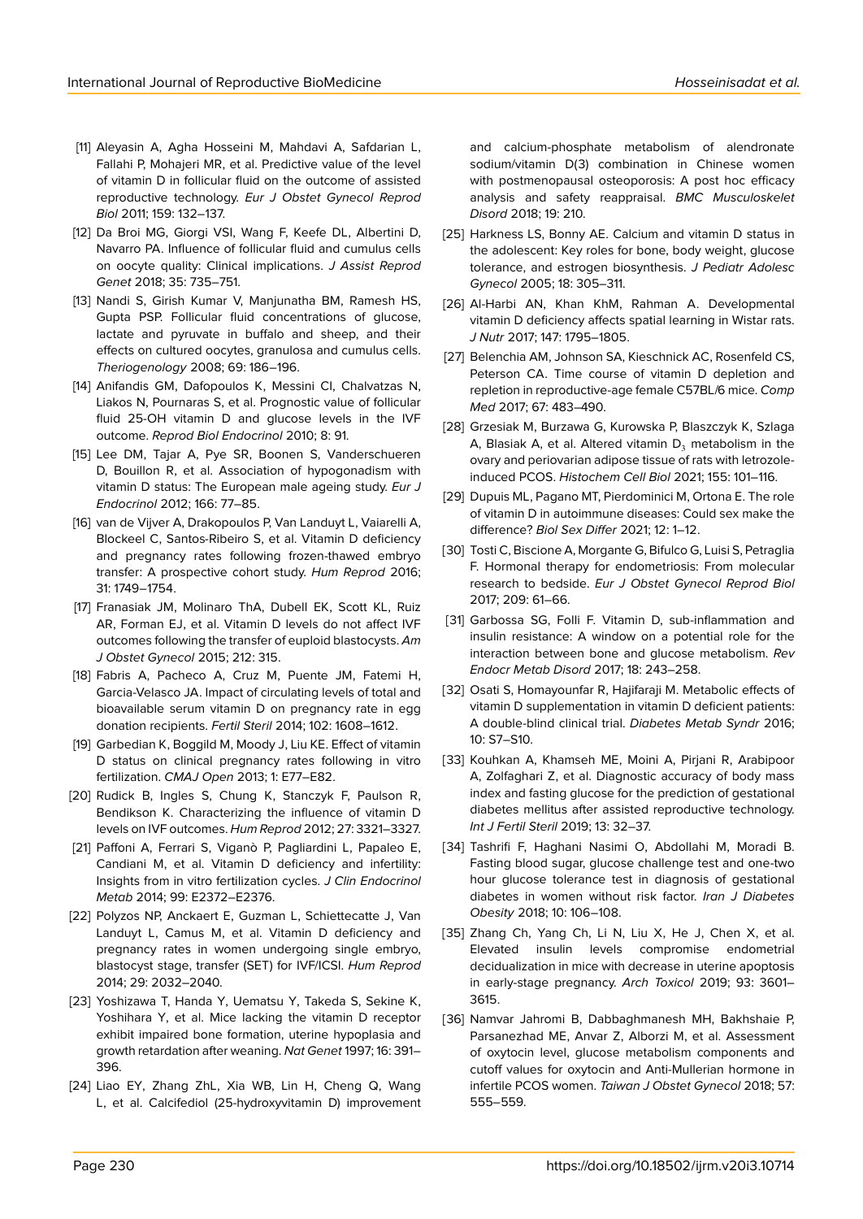[11] Aleyasin A, Agha Hosseini M, Mahdavi A, Safdarian L, Fallahi P, Mohajeri MR, et al. Predictive value of the level of vitamin D in follicular fluid on the outcome of assisted reproductive technology. *Eur J Obstet Gynecol Reprod Biol* 2011; 159: 132–137.

[12] Da Broi MG, Giorgi VSI, Wang F, Keefe DL, Albertini D, Navarro PA. Influence of follicular fluid and cumulus cells on oocyte quality: Clinical implications. *J Assist Reprod Genet* 2018; 35: 735–751.

[13] Nandi S, Girish Kumar V, Manjunatha BM, Ramesh HS, Gupta PSP. Follicular fluid concentrations of glucose, lactate and pyruvate in buffalo and sheep, and their effects on cultured oocytes, granulosa and cumulus cells. *Theriogenology* 2008; 69: 186–196.

[14] Anifandis GM, Dafopoulos K, Messini CI, Chalvatzas N, Liakos N, Pournaras S, et al. Prognostic value of follicular fluid 25-OH vitamin D and glucose levels in the IVF outcome. *Reprod Biol Endocrinol* 2010; 8: 91.

[15] Lee DM, Tajar A, Pye SR, Boonen S, Vanderschueren D, Bouillon R, et al. Association of hypogonadism with vitamin D status: The European male ageing study. *Eur J Endocrinol* 2012; 166: 77–85.

[16] van de Vijver A, Drakopoulos P, Van Landuyt L, Vaiarelli A, Blockeel C, Santos-Ribeiro S, et al. Vitamin D deficiency and pregnancy rates following frozen-thawed embryo transfer: A prospective cohort study. *Hum Reprod* 2016; 31: 1749–1754.

[17] Franasiak JM, Molinaro ThA, Dubell EK, Scott KL, Ruiz AR, Forman EJ, et al. Vitamin D levels do not affect IVF outcomes following the transfer of euploid blastocysts. *Am J Obstet Gynecol* 2015; 212: 315.

[18] Fabris A, Pacheco A, Cruz M, Puente JM, Fatemi H, Garcia-Velasco JA. Impact of circulating levels of total and bioavailable serum vitamin D on pregnancy rate in egg donation recipients. *Fertil Steril* 2014; 102: 1608–1612.

[19] Garbedian K, Boggild M, Moody J, Liu KE. Effect of vitamin D status on clinical pregnancy rates following in vitro fertilization. *CMAJ Open* 2013; 1: E77–E82.

[20] Rudick B, Ingles S, Chung K, Stanczyk F, Paulson R, Bendikson K. Characterizing the influence of vitamin D levels on IVF outcomes. *Hum Reprod* 2012; 27: 3321–3327.

[21] Paffoni A, Ferrari S, Viganò P, Pagliardini L, Papaleo E, Candiani M, et al. Vitamin D deficiency and infertility: Insights from in vitro fertilization cycles. *J Clin Endocrinol Metab* 2014; 99: E2372–E2376.

[22] Polyzos NP, Anckaert E, Guzman L, Schiettecatte J, Van Landuyt L, Camus M, et al. Vitamin D deficiency and pregnancy rates in women undergoing single embryo, blastocyst stage, transfer (SET) for IVF/ICSI. *Hum Reprod* 2014; 29: 2032–2040.

[23] Yoshizawa T, Handa Y, Uematsu Y, Takeda S, Sekine K, Yoshihara Y, et al. Mice lacking the vitamin D receptor exhibit impaired bone formation, uterine hypoplasia and growth retardation after weaning. *Nat Genet* 1997; 16: 391–396.

[24] Liao EY, Zhang ZhL, Xia WB, Lin H, Cheng Q, Wang L, et al. Calcifediol (25-hydroxyvitamin D) improvement and calcium-phosphate metabolism of alendronate sodium/vitamin D(3) combination in Chinese women with postmenopausal osteoporosis: A post hoc efficacy analysis and safety reappraisal. *BMC Musculoskelet Disord* 2018; 19: 210.

[25] Harkness LS, Bonny AE. Calcium and vitamin D status in the adolescent: Key roles for bone, body weight, glucose tolerance, and estrogen biosynthesis. *J Pediatr Adolesc Gynecol* 2005; 18: 305–311.

[26] Al-Harbi AN, Khan KhM, Rahman A. Developmental vitamin D deficiency affects spatial learning in Wistar rats. *J Nutr* 2017; 147: 1795–1805.

[27] Belenchia AM, Johnson SA, Kieschnick AC, Rosenfeld CS, Peterson CA. Time course of vitamin D depletion and repletion in reproductive-age female C57BL/6 mice. *Comp Med* 2017; 67: 483–490.

[28] Grzesiak M, Burzawa G, Kurowska P, Blaszczyk K, Szlaga A, Blasiak A, et al. Altered vitamin $D_3$ metabolism in the ovary and periovarian adipose tissue of rats with letrozole-induced PCOS. *Histochem Cell Biol* 2021; 155: 101–116.

[29] Dupuis ML, Pagano MT, Pierdominici M, Ortona E. The role of vitamin D in autoimmune diseases: Could sex make the difference? *Biol Sex Differ* 2021; 12: 1–12.

[30] Tosti C, Biscione A, Morgante G, Bifulco G, Luisi S, Petraglia F. Hormonal therapy for endometriosis: From molecular research to bedside. *Eur J Obstet Gynecol Reprod Biol* 2017; 209: 61–66.

[31] Garbossa SG, Folli F. Vitamin D, sub-inflammation and insulin resistance: A window on a potential role for the interaction between bone and glucose metabolism. *Rev Endocr Metab Disord* 2017; 18: 243–258.

[32] Osati S, Homayounfar R, Hajifaraji M. Metabolic effects of vitamin D supplementation in vitamin D deficient patients: A double-blind clinical trial. *Diabetes Metab Syndr* 2016; 10: S7–S10.

[33] Kouhkan A, Khamseh ME, Moini A, Pirjani R, Arabipoor A, Zolfaghari Z, et al. Diagnostic accuracy of body mass index and fasting glucose for the prediction of gestational diabetes mellitus after assisted reproductive technology. *Int J Fertil Steril* 2019; 13: 32–37.

[34] Tashrifi F, Haghani Nasimi O, Abdollahi M, Moradi B. Fasting blood sugar, glucose challenge test and one-two hour glucose tolerance test in diagnosis of gestational diabetes in women without risk factor. *Iran J Diabetes Obesity* 2018; 10: 106–108.

[35] Zhang Ch, Yang Ch, Li N, Liu X, He J, Chen X, et al. Elevated insulin levels compromise endometrial decidualization in mice with decrease in uterine apoptosis in early-stage pregnancy. *Arch Toxicol* 2019; 93: 3601–3615.

[36] Namvar Jahromi B, Dabbaghmanesh MH, Bakhshaie P, Parsanezhad ME, Anvar Z, Alborzi M, et al. Assessment of oxytocin level, glucose metabolism components and cutoff values for oxytocin and Anti-Mullerian hormone in infertile PCOS women. *Taiwan J Obstet Gynecol* 2018; 57: 555–559.